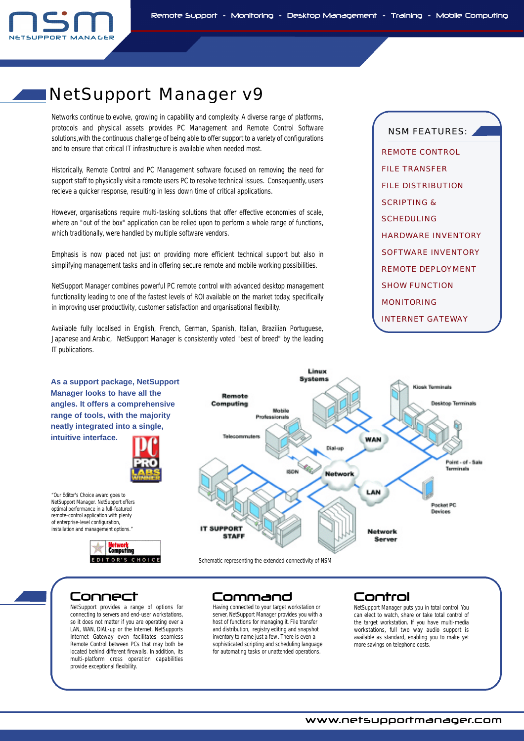Remote Support - Monitoring - Desktop Management - Training - Mobile Computing

# NetSupport Manager v9

Networks continue to evolve, growing in capability and complexity. A diverse range of platforms, protocols and physical assets provides PC Management and Remote Control Software solutions,with the continuous challenge of being able to offer support to a variety of configurations and to ensure that critical IT infrastructure is available when needed most.

Historically, Remote Control and PC Management software focused on removing the need for support staff to physically visit a remote users PC to resolve technical issues. Consequently, users recieve a quicker response, resulting in less down time of critical applications.

However, organisations require multi-tasking solutions that offer effective economies of scale, where an "out of the box" application can be relied upon to perform a whole range of functions, which traditionally, were handled by multiple software vendors.

Emphasis is now placed not just on providing more efficient technical support but also in simplifying management tasks and in offering secure remote and mobile working possibilities.

NetSupport Manager combines powerful PC remote control with advanced desktop management functionality leading to one of the fastest levels of ROI available on the market today, specifically in improving user productivity, customer satisfaction and organisational flexibility.

Available fully localised in English, French, German, Spanish, Italian, Brazilian Portuguese, Japanese and Arabic, NetSupport Manager is consistently voted "best of breed" by the leading IT publications.

## NSM FEATURES:

- REMOTE CONTROL
- FILE TRANSFER
- FILE DISTRIBUTION
- SCRIPTING & SCHEDULING
- HARDWARE INVENTORY
- SOFTWARE INVENTORY
- REMOTE DEPLOYMENT
- SHOW FUNCTION
- MONITORING
- INTERNET GATEWAY

**As a support package, NetSupport Manager looks to have all the angles. It offers a comprehensive range of tools, with the majority neatly integrated into a single, intuitive interface.**

PC PRO LABS WINNER

"Our Editor's Choice award goes to NetSupport Manager. NetSupport offers optimal performance in a full-featured remote-control application with plenty of enterprise-level configuration, installation and management options."

Network Computing EDITOR'S CHOICE

Schematic representing the extended connectivity of NSM

## Connect

NetSupport provides a range of options for connecting to servers and end-user workstations, so it does not matter if you are operating over a LAN, WAN, DIAL-up or the Internet. NetSupports Internet Gateway even facilitates seamless Remote Control between PCs that may both be located behind different firewalls. In addition, its multi-platform cross operation capabilities provide exceptional flexibility.

## Command

Having connected to your target workstation or server, NetSupport Manager provides you with a host of functions for managing it. File transfer and distribution, registry editing and snapshot inventory to name just a few. There is even a sophisticated scripting and scheduling language for automating tasks or unattended operations.

## Control

NetSupport Manager puts you in total control. You can elect to watch, share or take total control of the target workstation. If you have multi-media workstations, full two way audio support is available as standard, enabling you to make yet more savings on telephone costs.

www.netsupportmanager.com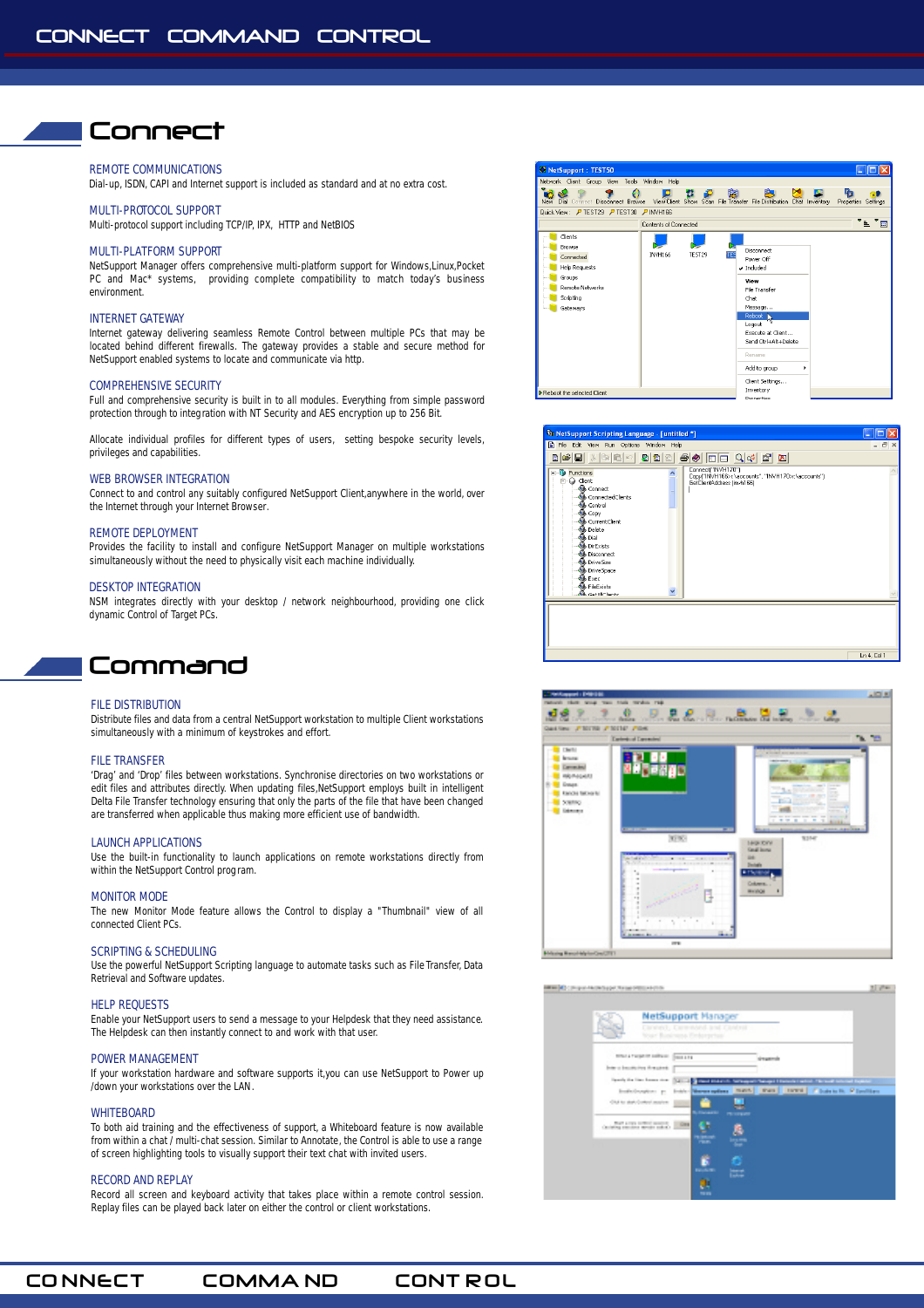# Connect

### REMOTE COMMUNICATIONS

Dial-up, ISDN, CAPI and Internet support is included as standard and at no extra cost.

### MULTI-PROTOCOL SUPPORT

Multi-protocol support including TCP/IP, IPX, HTTP and NetBIOS

### MULTI-PLATFORM SUPPORT

NetSupport Manager offers comprehensive multi-platform support for Windows,Linux,Pocket PC and Mac* systems, providing complete compatibility to match today's business environment.

### INTERNET GATEWAY

Internet gateway delivering seamless Remote Control between multiple PCs that may be located behind different firewalls. The gateway provides a stable and secure method for NetSupport enabled systems to locate and communicate via http.

### COMPREHENSIVE SECURITY

Full and comprehensive security is built in to all modules. Everything from simple password protection through to integration with NT Security and AES encryption up to 256 Bit.

Allocate individual profiles for different types of users, setting bespoke security levels, privileges and capabilities.

### WEB BROWSER INTEGRATION

Connect to and control any suitably configured NetSupport Client,anywhere in the world, over the Internet through your Internet Browser.

### REMOTE DEPLOYMENT

Provides the facility to install and configure NetSupport Manager on multiple workstations simultaneously without the need to physically visit each machine individually.

### DESKTOP INTEGRATION

NSM integrates directly with your desktop / network neighbourhood, providing one click dynamic Control of Target PCs.

# Command

### FILE DISTRIBUTION

Distribute files and data from a central NetSupport workstation to multiple Client workstations simultaneously with a minimum of keystrokes and effort.

### FILE TRANSFER

'Drag' and 'Drop' files between workstations. Synchronise directories on two workstations or edit files and attributes directly. When updating files,NetSupport employs built in intelligent Delta File Transfer technology ensuring that only the parts of the file that have been changed are transferred when applicable thus making more efficient use of bandwidth.

### LAUNCH APPLICATIONS

Use the built-in functionality to launch applications on remote workstations directly from within the NetSupport Control program.

### MONITOR MODE

The new Monitor Mode feature allows the Control to display a "Thumbnail" view of all connected Client PCs.

### SCRIPTING & SCHEDULING

Use the powerful NetSupport Scripting language to automate tasks such as File Transfer, Data Retrieval and Software updates.

### HELP REQUESTS

Enable your NetSupport users to send a message to your Helpdesk that they need assistance. The Helpdesk can then instantly connect to and work with that user.

### POWER MANAGEMENT

If your workstation hardware and software supports it,you can use NetSupport to Power up /down your workstations over the LAN.

### WHITEBOARD

To both aid training and the effectiveness of support, a Whiteboard feature is now available from within a chat / multi-chat session. Similar to Annotate, the Control is able to use a range of screen highlighting tools to visually support their text chat with invited users.

### RECORD AND REPLAY

Record all screen and keyboard activity that takes place within a remote control session. Replay files can be played back later on either the control or client workstations.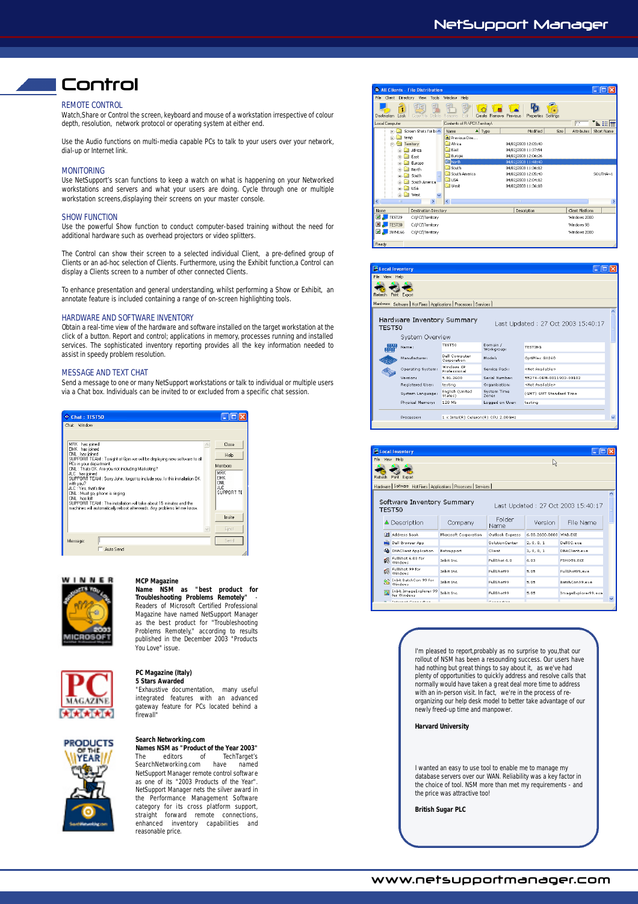# Control

## REMOTE CONTROL

Watch,Share or Control the screen, keyboard and mouse of a workstation irrespective of colour depth, resolution, network protocol or operating system at either end.

Use the Audio functions on multi-media capable PCs to talk to your users over your network, dial-up or Internet link.

## MONITORING

Use NetSupport's scan functions to keep a watch on what is happening on your Networked workstations and servers and what your users are doing. Cycle through one or multiple workstation screens,displaying their screens on your master console.

## SHOW FUNCTION

Use the powerful Show function to conduct computer-based training without the need for additional hardware such as overhead projectors or video splitters.

The Control can show their screen to a selected individual Client, a pre-defined group of Clients or an ad-hoc selection of Clients. Furthermore, using the Exhibit function,a Control can display a Clients screen to a number of other connected Clients.

To enhance presentation and general understanding, whilst performing a Show or Exhibit, an annotate feature is included containing a range of on-screen highlighting tools.

## HARDWARE AND SOFTWARE INVENTORY

Obtain a real-time view of the hardware and software installed on the target workstation at the click of a button. Report and control; applications in memory, processes running and installed services. The sophisticated inventory reporting provides all the key information needed to assist in speedy problem resolution.

## MESSAGE AND TEXT CHAT

Send a message to one or many NetSupport workstations or talk to individual or multiple users via a Chat box. Individuals can be invited to or excluded from a specific chat session.

**MCP Magazine**
**Name NSM as "best product for Troubleshooting Problems Remotely"** - Readers of Microsoft Certified Professional Magazine have named NetSupport Manager as the best product for "Troubleshooting Problems Remotely," according to results published in the December 2003 "Products You Love" issue.

**PC Magazine (Italy)**
**5 Stars Awarded**
"Exhaustive documentation, many useful integrated features with an advanced gateway feature for PCs located behind a firewall"

**Search Networking.com**
**Names NSM as "Product of the Year 2003"**
The editors of TechTarget's SearchNetworking.com have named NetSupport Manager remote control software as one of its "2003 Products of the Year". NetSupport Manager nets the silver award in the Performance Management Software category for its cross platform support, straight forward remote connections, enhanced inventory capabilities and reasonable price.

I'm pleased to report,probably as no surprise to you,that our rollout of NSM has been a resounding success. Our users have had nothing but great things to say about it, as we've had plenty of opportunities to use advanced and resolve calls that normally would have taken a great deal more time to address with an in-person visit. In fact, we're in the process of re-organizing our help desk model to better take advantage of our newly freed-up time and manpower.

**Harvard University**

I wanted an easy to use tool to enable me to manage my database servers over our WAN. Reliability was a key factor in the choice of tool. NSM more than met my requirements - and the price was attractive too!

**British Sugar PLC**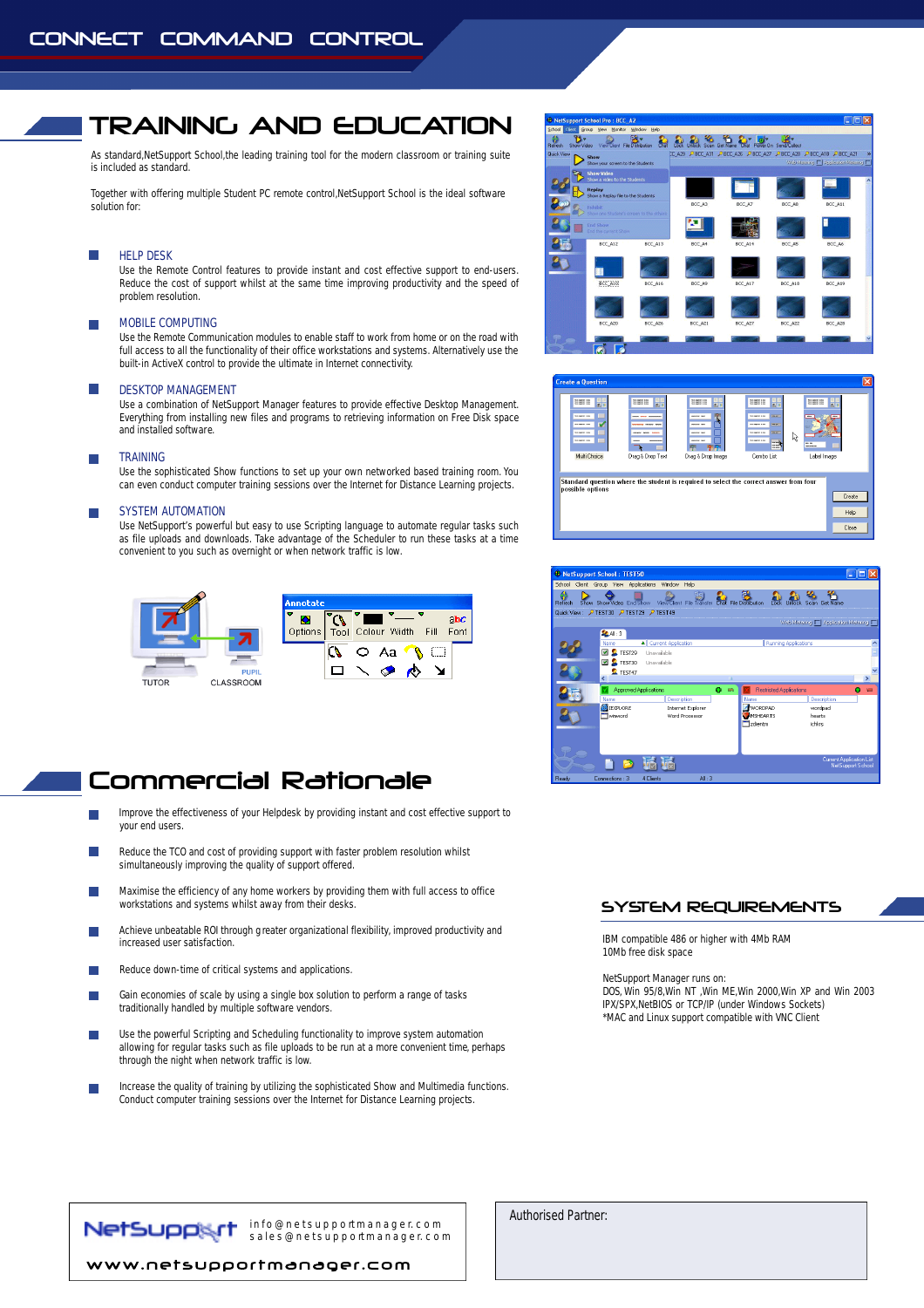CONNECT COMMAND CONTROL

# TRAINING AND EDUCATION

As standard,NetSupport School,the leading training tool for the modern classroom or training suite is included as standard.

Together with offering multiple Student PC remote control,NetSupport School is the ideal software solution for:

- **HELP DESK**
  Use the Remote Control features to provide instant and cost effective support to end-users. Reduce the cost of support whilst at the same time improving productivity and the speed of problem resolution.

- **MOBILE COMPUTING**
  Use the Remote Communication modules to enable staff to work from home or on the road with full access to all the functionality of their office workstations and systems. Alternatively use the built-in ActiveX control to provide the ultimate in Internet connectivity.

- **DESKTOP MANAGEMENT**
  Use a combination of NetSupport Manager features to provide effective Desktop Management. Everything from installing new files and programs to retrieving information on Free Disk space and installed software.

- **TRAINING**
  Use the sophisticated Show functions to set up your own networked based training room. You can even conduct computer training sessions over the Internet for Distance Learning projects.

- **SYSTEM AUTOMATION**
  Use NetSupport's powerful but easy to use Scripting language to automate regular tasks such as file uploads and downloads. Take advantage of the Scheduler to run these tasks at a time convenient to you such as overnight or when network traffic is low.

TUTOR CLASSROOM PUPIL

# Commercial Rationale

- Improve the effectiveness of your Helpdesk by providing instant and cost effective support to your end users.
- Reduce the TCO and cost of providing support with faster problem resolution whilst simultaneously improving the quality of support offered.
- Maximise the efficiency of any home workers by providing them with full access to office workstations and systems whilst away from their desks.
- Achieve unbeatable ROI through greater organizational flexibility, improved productivity and increased user satisfaction.
- Reduce down-time of critical systems and applications.
- Gain economies of scale by using a single box solution to perform a range of tasks traditionally handled by multiple software vendors.
- Use the powerful Scripting and Scheduling functionality to improve system automation allowing for regular tasks such as file uploads to be run at a more convenient time, perhaps through the night when network traffic is low.
- Increase the quality of training by utilizing the sophisticated Show and Multimedia functions. Conduct computer training sessions over the Internet for Distance Learning projects.

## SYSTEM REQUIREMENTS

IBM compatible 486 or higher with 4Mb RAM
10Mb free disk space

NetSupport Manager runs on:
DOS, Win 95/8,Win NT ,Win ME,Win 2000,Win XP and Win 2003
IPX/SPX,NetBIOS or TCP/IP (under Windows Sockets)
*MAC and Linux support compatible with VNC Client

NetSupport
info@netsupportmanager.com
sales@netsupportmanager.com
www.netsupportmanager.com

Authorised Partner: